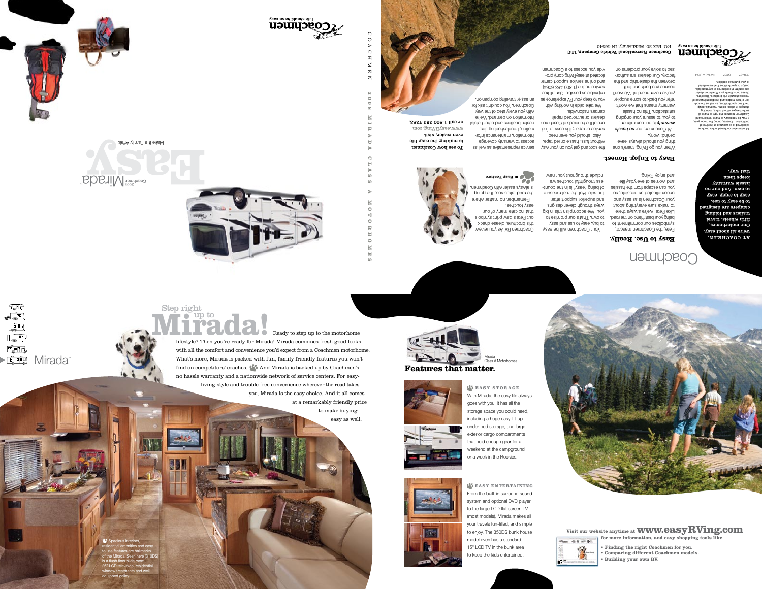# Coachmen

AT COACHMEN, we're all about easy. Our motorhomes, travel trailers, fifth wheels, and folding campers are designed to be easy to use, easy to enjoy, easy to own. And our no hassle warranty keeps them that way.

## Easy to Use. Really.

Your Coachmen will be easy to buy, easy to use and easy to own. That's our promise to you. We accomplish this in big ways through clever designs and superior support after the sale. But the real measure of being "easy" is in the countless thoughtful touches we include throughout your new Coachmen RV. As you review this brochure, please check out Pete's paw print symbols that indicate many of our easy touches.

Pete, the Coachmen mascot, symbolizes our commitment to being your best friend on the road. Like Pete, we're always there to make sure everything about your Coachmen is as easy and uncomplicated as possible, so you can escape from the hassles and worries of everyday life and enjoy RVing.

Remember, no matter where the road takes you, the going is always easier with Coachmen.

= Easy Feature

## Easy to Enjoy. Honest.

When you go RVing, there's one thing you should always leave behind: worry.

At Coachmen, our ***no hassle warranty*** is our commitment to you, to assure your ongoing satisfaction. This no hassle warranty means that we won't refer you back to some supplier you've never heard of. We won't bounce you back and forth between the dealership and the factory. Our dealers are authorized to solve your problems on the spot and get you on your way without fuss, hassle or red tape.

Also, should you ever need service or repair, it is easy to find one of the hundreds of Coachmen dealers or authorized repair centers nationwide.

We take pride in working with you to keep your RV experience as enjoyable as possible. Our toll-free service hotline (1-800-453-6064) and online service support center (located at easyRVing.com) provide you access to a Coachmen service representative as well as access to warranty coverage information, maintenance information, troubleshooting tips, dealer locations and other helpful information on demand. We're with you every step of the way. Coachmen. You couldn't ask for an easier traveling companion.

**To see how Coachmen is making the easy life even easier, visit www.easyRVing.com or call 1.800.353.7383.**

All information contained in this brochure is believed to be accurate at the time of publication. However, during the model year, it may be necessary to make revisions and Coachmen reserves the right to make all such changes without notice, including changes in prices, colors, materials, equipment and specifications, as well as the addition of new models and the discontinuance of models shown in this brochure. Therefore, please consult with your Coachmen dealer and confirm the existence of any materials, design or specifications that are material to your purchase decision.

COA-57 08/07 Printed in U.S.A.

Coachmen — Life should be so easy.

**Coachmen Recreational Vehicle Company, LLC** | P.O. Box 30, Middlebury, IN 46540

COACHMEN | 2008 MIRADA CLASS A MOTORHOMES

# Easy

2008 Coachmen Mirada™

Make It a Family Affair.

Coachmen — Life should be so easy.

---

Mirada™

## Step right up to Mirada!

Ready to step up to the motorhome lifestyle? Then you're ready for Mirada! Mirada combines fresh good looks with all the comfort and convenience you'd expect from a Coachmen motorhome. What's more, Mirada is packed with fun, family-friendly features you won't find on competitors' coaches. And Mirada is backed up by Coachmen's no hassle warranty and a nationwide network of service centers. For easy-living style and trouble-free convenience wherever the road takes you, Mirada is the easy choice. And it all comes at a remarkably friendly price to make buying easy as well.

Spacious interiors, residential amenities and easy to use features are hallmarks of the Mirada. Seen here (310DS) is a flush floor slide room, 26" LCD television, residential window treatments and well equipped galley.

Mirada Class A Motorhomes

## Features that matter.

**EASY STORAGE**

With Mirada, the easy life always goes with you. It has all the storage space you could need, including a huge easy lift-up under-bed storage, and large exterior cargo compartments that hold enough gear for a weekend at the campground or a week in the Rockies.

**EASY ENTERTAINING**

From the built-in surround sound system and optional DVD player to the large LCD flat screen TV (most models), Mirada makes all your travels fun-filled, and simple to enjoy. The 350DS bunk house model even has a standard 15" LCD TV in the bunk area to keep the kids entertained.

Visit our website anytime at **www.easyRVing.com** for more information, and easy shopping tools like

- Finding the right Coachmen for you.
- Comparing different Coachmen models.
- Building your own RV.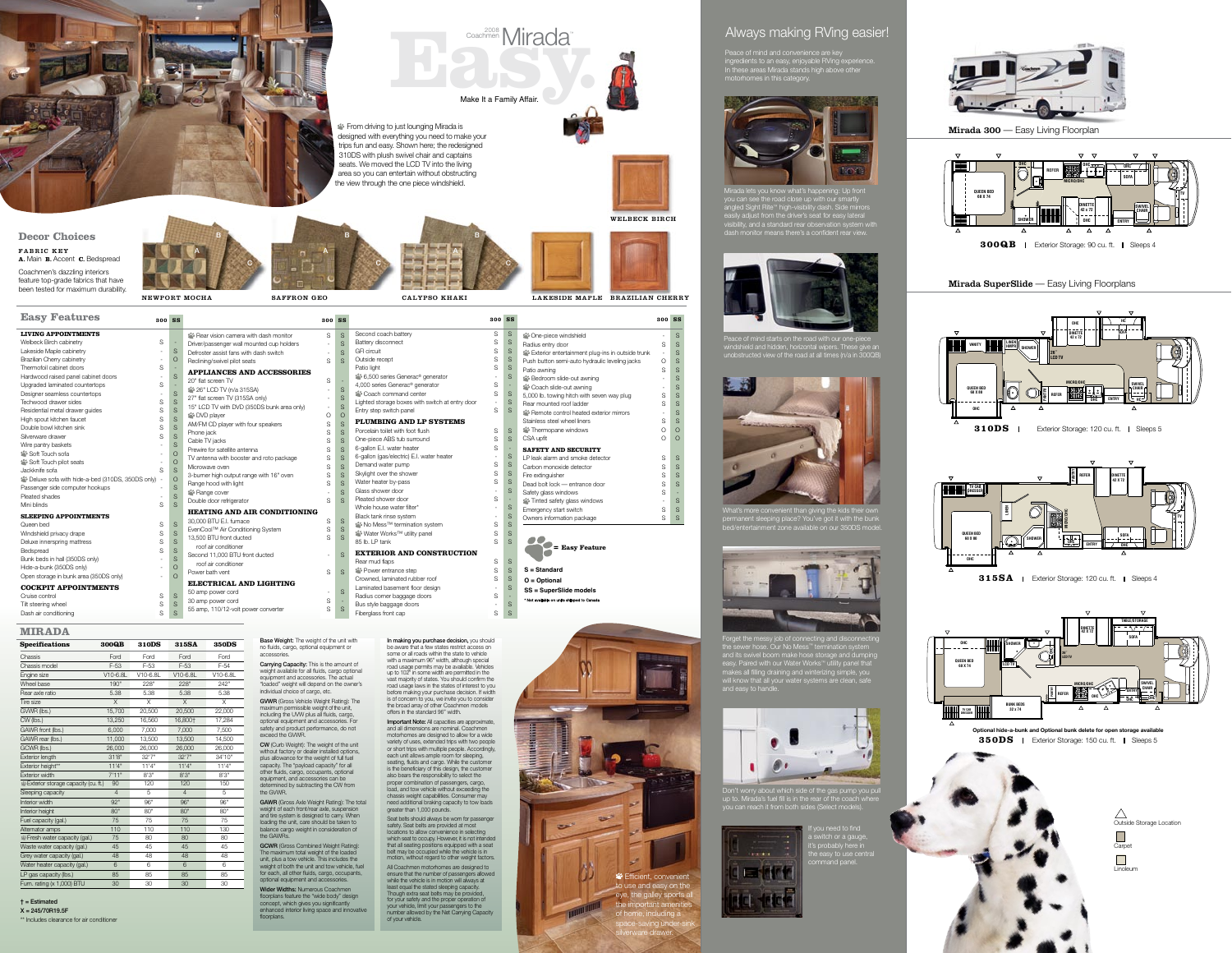2008 Coachmen Mirada

# Easy.

Make It a Family Affair.

From driving to just lounging Mirada is designed with everything you need to make your trips fun and easy. Shown here; the redesigned 310DS with plush swivel chair and captains seats. We moved the LCD TV into the living area so you can entertain without obstructing the view through the one piece windshield.

## Decor Choices

**FABRIC KEY**
**A.** Main **B.** Accent **C.** Bedspread

Coachmen's dazzling interiors feature top-grade fabrics that have been tested for maximum durability.

NEWPORT MOCHA

SAFFRON GEO

CALYPSO KHAKI

LAKESIDE MAPLE

BRAZILIAN CHERRY

WELBECK BIRCH

## Easy Features

| | 300 | SS |
|---|---|---|
| **LIVING APPOINTMENTS** | | |
| Welbeck Birch cabinetry | S | - |
| Lakeside Maple cabinetry | - | S |
| Brazilian Cherry cabinetry | - | O |
| Thermofoil cabinet doors | S | - |
| Hardwood raised panel cabinet doors | - | S |
| Upgraded laminated countertops | S | - |
| Designer seamless countertops | - | S |
| Techwood drawer sides | S | S |
| Residential metal drawer guides | S | S |
| High spout kitchen faucet | S | S |
| Double bowl kitchen sink | S | S |
| Silverware drawer | S | S |
| Wire pantry baskets | - | S |
| Soft Touch sofa | - | O |
| Soft Touch pilot seats | - | O |
| Jackknife sofa | S | S |
| Deluxe sofa with hide-a-bed (310DS, 350DS only) | - | S |
| Passenger side computer hookups | - | S |
| Pleated shades | - | S |
| Mini blinds | S | S |
| **SLEEPING APPOINTMENTS** | | |
| Queen bed | S | S |
| Windshield privacy drape | S | S |
| Deluxe innerspring mattress | S | S |
| Bedspread | S | S |
| Bunk beds in hall (350DS only) | - | S |
| Hide-a-bunk (350DS only) | - | O |
| Open storage in bunk area (350DS only) | - | O |
| **COCKPIT APPOINTMENTS** | | |
| Cruise control | S | S |
| Tilt steering wheel | S | S |
| Dash air conditioning | S | S |
| Rear vision camera with dash monitor | S | S |
| Driver/passenger wall mounted cup holders | - | S |
| Defroster assist fans with dash switch | - | S |
| Reclining/swivel pilot seats | S | S |
| **APPLIANCES AND ACCESSORIES** | | |
| 20" flat screen TV | S | - |
| 26" LCD TV (n/a 315SA) | - | S |
| 27" flat screen TV (315SA only) | - | S |
| 15" LCD TV with DVD (350DS bunk area only) | - | S |
| DVD player | O | O |
| AM/FM CD player with four speakers | S | S |
| Phone jack | S | S |
| Cable TV jacks | S | S |
| Prewire for satellite antenna | S | S |
| TV antenna with booster and radio package | S | S |
| Microwave oven | S | S |
| 3-burner high output range with 16" oven | S | S |
| Range hood with light | S | S |
| Range cover | - | S |
| Double door refrigerator | S | S |
| **HEATING AND AIR CONDITIONING** | | |
| 30,000 BTU E.I. furnace | S | S |
| EvenCool™ Air Conditioning System | S | S |
| 13,500 BTU front ducted roof air conditioner | S | S |
| Second 11,000 BTU front ducted roof air conditioner | - | S |
| Power bath vent | S | S |
| **ELECTRICAL AND LIGHTING** | | |
| 50 amp power cord | - | S |
| 30 amp power cord | S | - |
| 55 amp, 110/12-volt power converter | S | S |
| Second coach battery | S | S |
| Battery disconnect | S | S |
| GFI circuit | S | S |
| Outside recept | S | S |
| Patio light | S | S |
| 6,500 series Generac® generator | - | S |
| 4,000 series Generac® generator | S | - |
| Coach command center | S | S |
| Lighted storage boxes with switch at entry door | S | S |
| Entry step switch panel | S | S |
| **PLUMBING AND LP SYSTEMS** | | |
| Porcelain toilet with foot flush | S | S |
| One-piece ABS tub surround | S | S |
| 6-gallon E.I. water heater | S | - |
| 6-gallon (gas/electric) E.I. water heater | - | S |
| Demand water pump | S | S |
| Skylight over the shower | S | S |
| Water heater by-pass | S | S |
| Glass shower door | - | S |
| Pleated shower door | S | - |
| Whole house water filter* | - | S |
| Black tank rinse system | - | S |
| No Mess™ termination system | - | S |
| Water Works™ utility panel | S | S |
| 85 lb. LP tank | S | S |
| **EXTERIOR AND CONSTRUCTION** | | |
| Rear mud flaps | S | S |
| Power entrance step | S | S |
| Crowned, laminated rubber roof | S | S |
| Laminated basement floor design | - | S |
| Radius corner baggage doors | S | - |
| Bus style baggage doors | - | S |
| Fiberglass front cap | S | S |
| One-piece windshield | - | S |
| Radius entry door | S | S |
| Exterior entertainment plug-ins in outside trunk | - | S |
| Push button semi-auto hydraulic leveling jacks | O | S |
| Patio awning | S | S |
| Bedroom slide-out awning | - | S |
| Coach slide-out awning | - | S |
| 5,000 lb. towing hitch with seven way plug | S | S |
| Rear mounted roof ladder | S | S |
| Remote control heated exterior mirrors | S | S |
| Stainless steel wheel liners | - | S |
| Thermopane windows | O | O |
| CSA upfit | O | O |
| **SAFETY AND SECURITY** | | |
| LP leak alarm and smoke detector | S | S |
| Carbon monoxide detector | S | S |
| Fire extinguisher | S | S |
| Dead bolt lock — entrance door | S | S |
| Safety glass windows | S | - |
| Tinted safety glass windows | - | S |
| Emergency start switch | S | S |
| Owners information package | S | S |

= Easy Feature

S = Standard
O = Optional
SS = SuperSlide models
* Not available on units shipped to Canada

## MIRADA

| Specifications | 300QB | 310DS | 315SA | 350DS |
|---|---|---|---|---|
| Chassis | Ford | Ford | Ford | Ford |
| Chassis model | F-53 | F-53 | F-53 | F-54 |
| Engine size | V10-6.8L | V10-6.8L | V10-6.8L | V10-6.8L |
| Wheel base | 190" | 228" | 228" | 242" |
| Rear axle ratio | 5.38 | 5.38 | 5.38 | 5.38 |
| Tire size | X | X | X | X |
| GVWR (lbs.) | 15,700 | 20,500 | 20,500 | 22,000 |
| CW (lbs.) | 13,250 | 16,560 | 16,800† | 17,284 |
| GAWR front (lbs.) | 6,000 | 7,000 | 7,000 | 7,500 |
| GAWR rear (lbs.) | 11,000 | 13,500 | 13,500 | 14,500 |
| GCWR (lbs.) | 26,000 | 26,000 | 26,000 | 26,000 |
| Exterior length | 31'8" | 32'7" | 32'7" | 34'10" |
| Exterior height** | 11'4" | 11'4" | 11'4" | 11'4" |
| Exterior width | 7'11" | 8'3" | 8'3" | 8'3" |
| Exterior storage capacity (cu. ft.) | 90 | 120 | 120 | 150 |
| Sleeping capacity | 4 | 5 | 4 | 5 |
| Interior width | 92" | 96" | 96" | 96" |
| Interior height | 80" | 80" | 80" | 80" |
| Fuel capacity (gal.) | 75 | 75 | 75 | 75 |
| Alternator amps | 110 | 110 | 110 | 130 |
| Fresh water capacity (gal.) | 75 | 80 | 80 | 80 |
| Waste water capacity (gal.) | 45 | 45 | 45 | 45 |
| Grey water capacity (gal.) | 48 | 48 | 48 | 48 |
| Water heater capacity (gal.) | 6 | 6 | 6 | 6 |
| LP gas capacity (lbs.) | 85 | 85 | 85 | 85 |
| Furn. rating (x 1,000) BTU | 30 | 30 | 30 | 30 |

† = Estimated
X = 245/70R19.5F
** Includes clearance for air conditioner

**Base Weight:** The weight of the unit with no fluids, cargo, optional equipment or accessories.

**Carrying Capacity:** This is the amount of weight available for all fluids, cargo optional equipment and accessories. The actual "loaded" weight will depend on the owner's individual choice of cargo, etc.

**GVWR** (Gross Vehicle Weight Rating): The maximum permissible weight of the unit, including the UVW plus all fluids, cargo, optional equipment and accessories. For safety and product performance, do not exceed the GVWR.

**CW** (Curb Weight): The weight of the unit without cargo or dealer installed options, plus allowance for the weight of full fuel capacity. The "payload capacity" for all other fluids, cargo, occupants, optional equipment, and accessories can be determined by subtracting the CW from the GVWR.

**GAWR** (Gross Axle Weight Rating): The total weight of each front/rear axle, suspension and tire system is designed to carry. When loading the unit, care should be taken to balance cargo weight in consideration of the GAWRs.

**GCWR** (Gross Combined Weight Rating): The maximum total weight of the loaded unit, plus tow vehicle. This includes the weight of both the unit and tow vehicle, fuel for each, all fluids, cargo, occupants, equipment and accessories.

**Wider Widths:** Numerous Coachmen floorplans feature the "wide body" design concept, which gives you significantly enhanced interior living space and innovative floorplans.

**In making you purchase decision,** you should be aware that a few states restrict access on some or all roads within the state to vehicle with a maximum 96" width, although special road usage permits may be available. Vehicles up to 102" in some width are permitted in the vast majority of states. You should confirm the road usage laws in the states of interest to you before making your purchase decision. If width is of concern to you, we invite you to consider the broad array of other Coachmen models offers in the standard 96" width.

**Important Note:** All capacities are approximate, and all dimensions are nominal. Coachmen motorhomes are designed to allow for a wide variety of uses, extended trips with two people or short trips with multiple people. Accordingly, each unit allows ample room for sleeping, seating, fluids and cargo. While the customer is the beneficiary of this design, the customer also bears the responsibility to select the proper combination of passengers, cargo, load, and tow vehicle without exceeding the chassis weight capabilities. Consumer may need additional braking capacity to tow loads greater than 1,000 pounds.

Seat belts should always be worn for passenger safety. Seat belts are provided at most locations to allow convenience in selecting which seat to occupy. However, it is not intended that all seating positions equipped with a seat belt may be occupied while the vehicle is in motion, without regard to other weight factors.

All Coachmen motorhomes are designed to ensure that the number of passengers allowed while the vehicle is in motion will always at least equal the stated sleeping capacity. Though extra seat belts may be provided, for your safety and the proper operation of your vehicle, limit your passengers to the number allowed by the Net Carrying Capacity of your vehicle.

Efficient, convenient to use and easy on the eye, the galley sports all the important amenities of home, including a space-saving under-sink silverware drawer.

## Always making RVing easier!

Peace of mind and convenience are key ingredients to an easy, enjoyable RVing experience. In these areas Mirada stands high above other motorhomes in this category.

Mirada lets you know what's happening: Up front you can see the road close up with our smartly angled Sight Rite™ high-visibility dash. Side mirrors easily adjust from the driver's seat for easy lateral visibility, and a standard rear observation system with dash monitor means there's a confident rear view.

Peace of mind starts on the road with our one-piece windshield and hidden, horizontal wipers. These give an unobstructed view of the road at all times (n/a in 300QB)

What's more convenient than giving the kids their own permanent sleeping place? You've got it with the bunk bed/entertainment zone available on our 350DS model.

Forget the messy job of connecting and disconnecting the sewer hose. Our No Mess™ termination system and its swivel boom make hose storage and dumping easy. Paired with our Water Works™ utility panel that makes all filling draining and winterizing simple, you will know that all your water systems are clean, safe and easy to handle.

Don't worry about which side of the gas pump you pull up to. Mirada's fuel fill is in the rear of the coach where you can reach it from both sides (Select models).

If you need to find a switch or a gauge, it's probably here in the easy to use central command panel.

### Mirada 300 — Easy Living Floorplan

**300QB** | Exterior Storage: 90 cu. ft. | Sleeps 4

### Mirada SuperSlide — Easy Living Floorplans

**310DS** | Exterior Storage: 120 cu. ft. | Sleeps 5

**315SA** | Exterior Storage: 120 cu. ft. | Sleeps 4

Optional hide-a-bunk and Optional bunk delete for open storage available

**350DS** | Exterior Storage: 150 cu. ft. | Sleeps 5

Outside Storage Location

Carpet

Linoleum